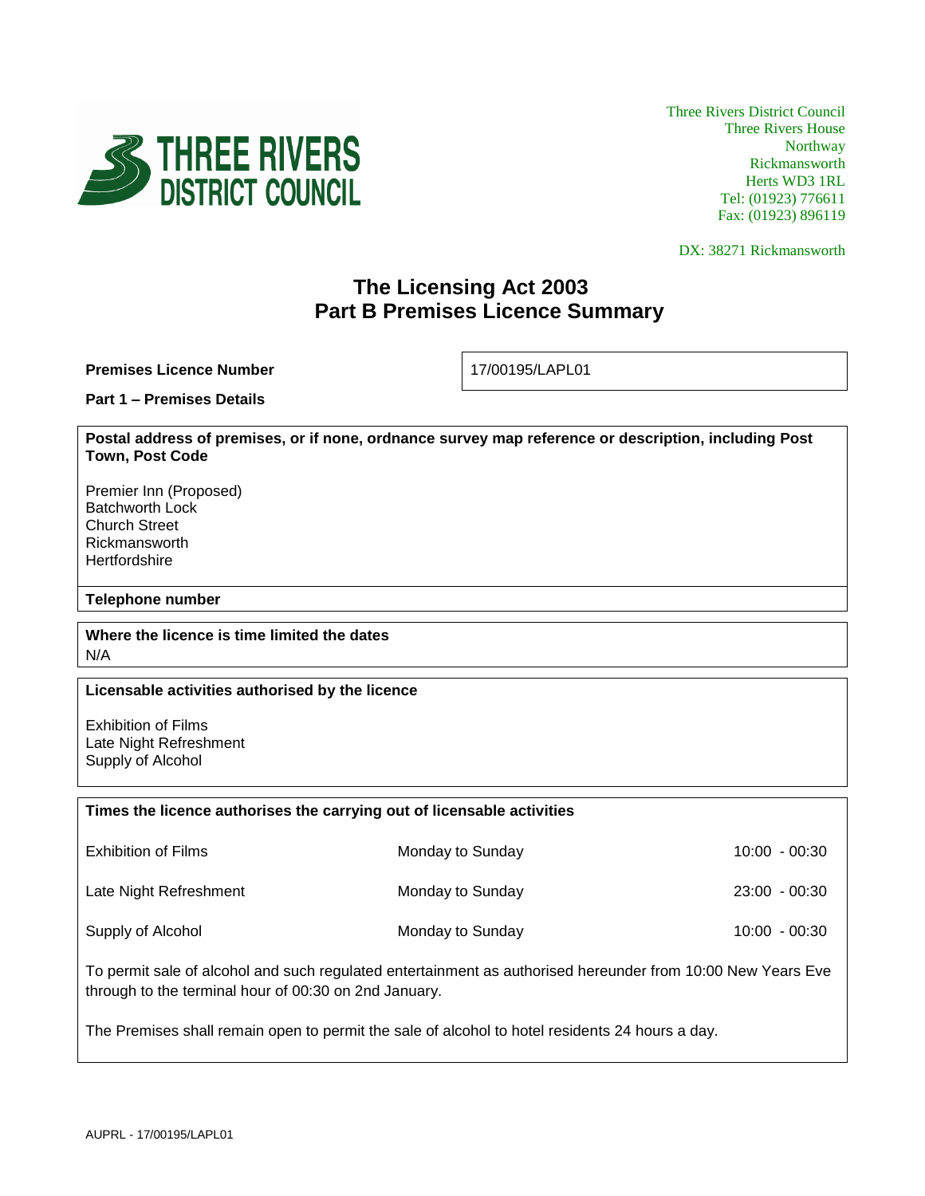THREE RIVERS DISTRICT COUNCIL

Three Rivers District Council
Three Rivers House
Northway
Rickmansworth
Herts WD3 1RL
Tel: (01923) 776611
Fax: (01923) 896119

DX: 38271 Rickmansworth

# The Licensing Act 2003
# Part B Premises Licence Summary

**Premises Licence Number** | 17/00195/LAPL01

**Part 1 – Premises Details**

**Postal address of premises, or if none, ordnance survey map reference or description, including Post Town, Post Code**

Premier Inn (Proposed)
Batchworth Lock
Church Street
Rickmansworth
Hertfordshire

**Telephone number**

**Where the licence is time limited the dates**
N/A

**Licensable activities authorised by the licence**

Exhibition of Films
Late Night Refreshment
Supply of Alcohol

**Times the licence authorises the carrying out of licensable activities**

| Activity | Days | Times |
|---|---|---|
| Exhibition of Films | Monday to Sunday | 10:00 - 00:30 |
| Late Night Refreshment | Monday to Sunday | 23:00 - 00:30 |
| Supply of Alcohol | Monday to Sunday | 10:00 - 00:30 |

To permit sale of alcohol and such regulated entertainment as authorised hereunder from 10:00 New Years Eve through to the terminal hour of 00:30 on 2nd January.

The Premises shall remain open to permit the sale of alcohol to hotel residents 24 hours a day.

AUPRL - 17/00195/LAPL01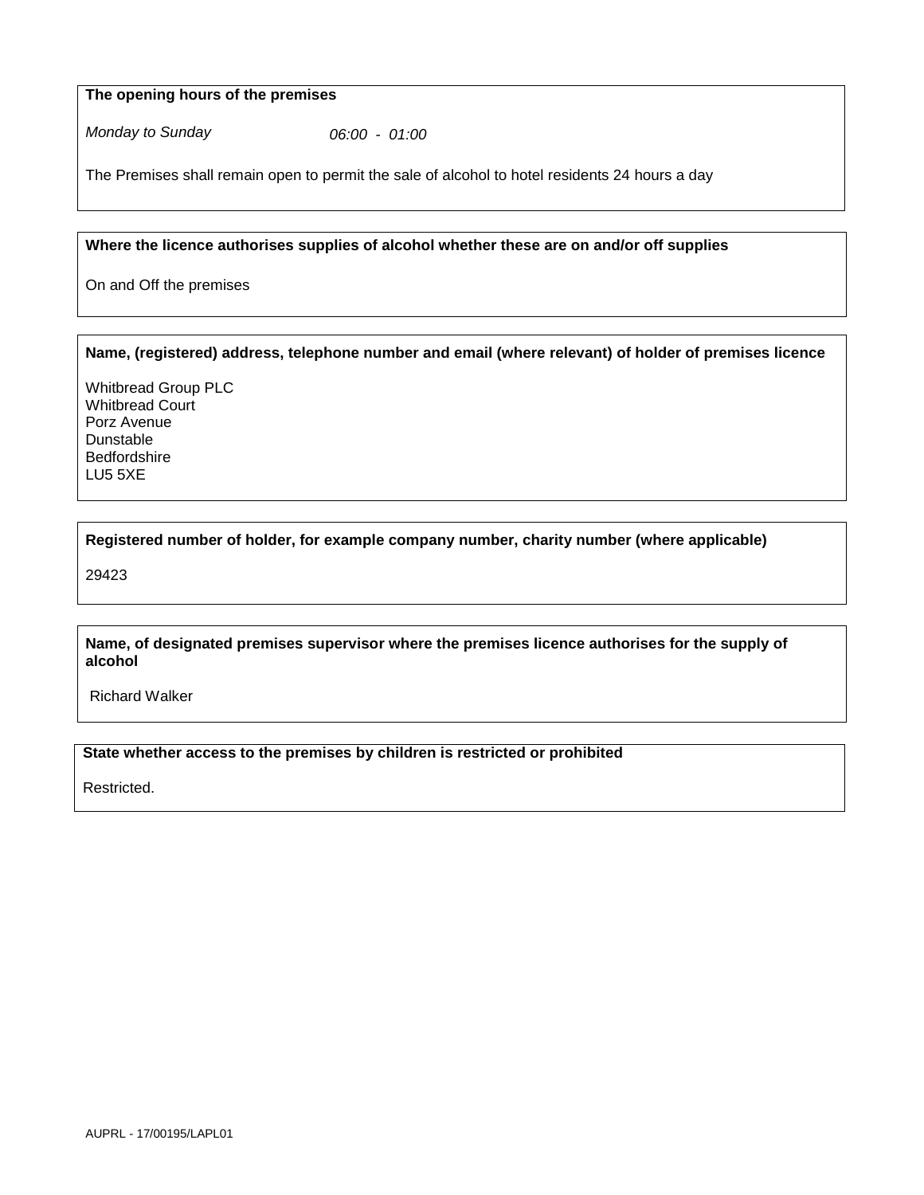**The opening hours of the premises**

*Monday to Sunday* *06:00 - 01:00*

The Premises shall remain open to permit the sale of alcohol to hotel residents 24 hours a day

**Where the licence authorises supplies of alcohol whether these are on and/or off supplies**

On and Off the premises

**Name, (registered) address, telephone number and email (where relevant) of holder of premises licence**

Whitbread Group PLC
Whitbread Court
Porz Avenue
Dunstable
Bedfordshire
LU5 5XE

**Registered number of holder, for example company number, charity number (where applicable)**

29423

**Name, of designated premises supervisor where the premises licence authorises for the supply of alcohol**

Richard Walker

**State whether access to the premises by children is restricted or prohibited**

Restricted.

AUPRL - 17/00195/LAPL01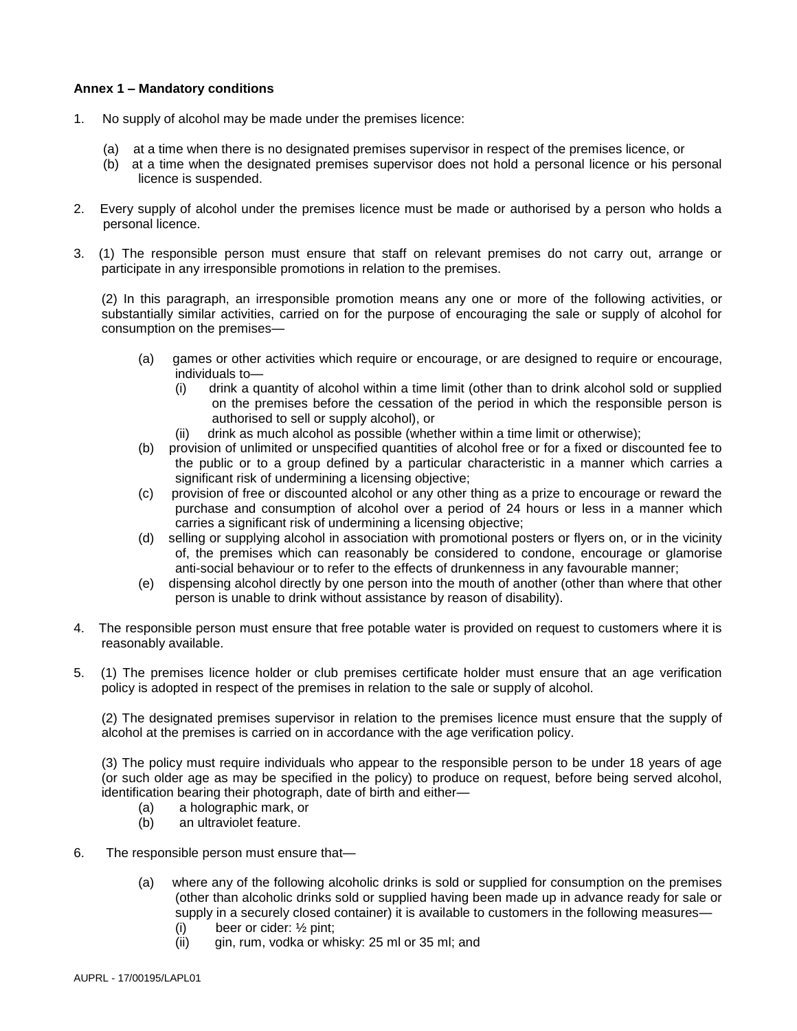**Annex 1 – Mandatory conditions**

1. No supply of alcohol may be made under the premises licence:

   (a) at a time when there is no designated premises supervisor in respect of the premises licence, or
   (b) at a time when the designated premises supervisor does not hold a personal licence or his personal licence is suspended.

2. Every supply of alcohol under the premises licence must be made or authorised by a person who holds a personal licence.

3. (1) The responsible person must ensure that staff on relevant premises do not carry out, arrange or participate in any irresponsible promotions in relation to the premises.

   (2) In this paragraph, an irresponsible promotion means any one or more of the following activities, or substantially similar activities, carried on for the purpose of encouraging the sale or supply of alcohol for consumption on the premises—

   (a) games or other activities which require or encourage, or are designed to require or encourage, individuals to—
      (i) drink a quantity of alcohol within a time limit (other than to drink alcohol sold or supplied on the premises before the cessation of the period in which the responsible person is authorised to sell or supply alcohol), or
      (ii) drink as much alcohol as possible (whether within a time limit or otherwise);
   (b) provision of unlimited or unspecified quantities of alcohol free or for a fixed or discounted fee to the public or to a group defined by a particular characteristic in a manner which carries a significant risk of undermining a licensing objective;
   (c) provision of free or discounted alcohol or any other thing as a prize to encourage or reward the purchase and consumption of alcohol over a period of 24 hours or less in a manner which carries a significant risk of undermining a licensing objective;
   (d) selling or supplying alcohol in association with promotional posters or flyers on, or in the vicinity of, the premises which can reasonably be considered to condone, encourage or glamorise anti-social behaviour or to refer to the effects of drunkenness in any favourable manner;
   (e) dispensing alcohol directly by one person into the mouth of another (other than where that other person is unable to drink without assistance by reason of disability).

4. The responsible person must ensure that free potable water is provided on request to customers where it is reasonably available.

5. (1) The premises licence holder or club premises certificate holder must ensure that an age verification policy is adopted in respect of the premises in relation to the sale or supply of alcohol.

   (2) The designated premises supervisor in relation to the premises licence must ensure that the supply of alcohol at the premises is carried on in accordance with the age verification policy.

   (3) The policy must require individuals who appear to the responsible person to be under 18 years of age (or such older age as may be specified in the policy) to produce on request, before being served alcohol, identification bearing their photograph, date of birth and either—
   (a) a holographic mark, or
   (b) an ultraviolet feature.

6. The responsible person must ensure that—

   (a) where any of the following alcoholic drinks is sold or supplied for consumption on the premises (other than alcoholic drinks sold or supplied having been made up in advance ready for sale or supply in a securely closed container) it is available to customers in the following measures—
      (i) beer or cider: ½ pint;
      (ii) gin, rum, vodka or whisky: 25 ml or 35 ml; and

AUPRL - 17/00195/LAPL01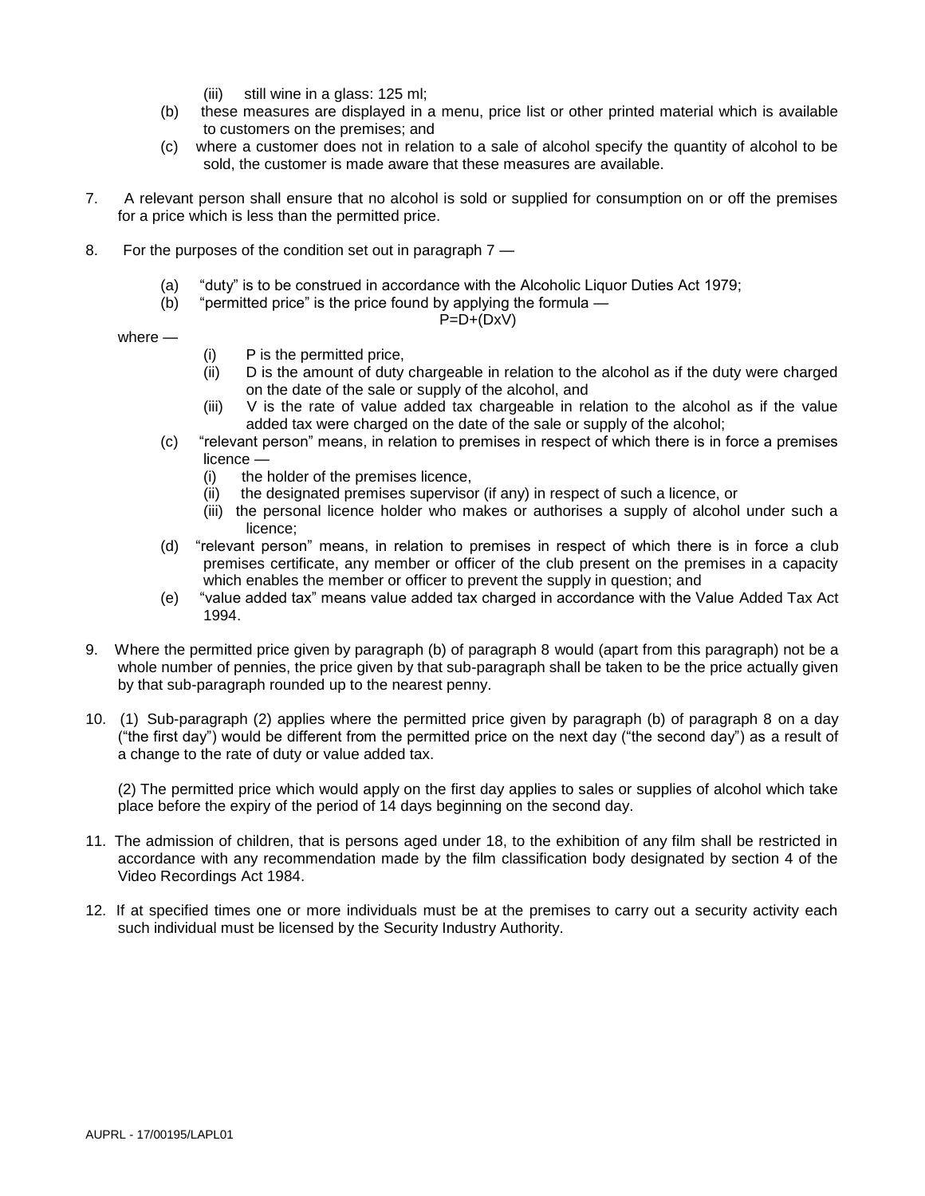(iii) still wine in a glass: 125 ml;

(b) these measures are displayed in a menu, price list or other printed material which is available to customers on the premises; and

(c) where a customer does not in relation to a sale of alcohol specify the quantity of alcohol to be sold, the customer is made aware that these measures are available.

7. A relevant person shall ensure that no alcohol is sold or supplied for consumption on or off the premises for a price which is less than the permitted price.

8. For the purposes of the condition set out in paragraph 7 —

   (a) "duty" is to be construed in accordance with the Alcoholic Liquor Duties Act 1979;

   (b) "permitted price" is the price found by applying the formula —

$$P=D+(DxV)$$

   where —

   (i) P is the permitted price,

   (ii) D is the amount of duty chargeable in relation to the alcohol as if the duty were charged on the date of the sale or supply of the alcohol, and

   (iii) V is the rate of value added tax chargeable in relation to the alcohol as if the value added tax were charged on the date of the sale or supply of the alcohol;

   (c) "relevant person" means, in relation to premises in respect of which there is in force a premises licence —

   (i) the holder of the premises licence,

   (ii) the designated premises supervisor (if any) in respect of such a licence, or

   (iii) the personal licence holder who makes or authorises a supply of alcohol under such a licence;

   (d) "relevant person" means, in relation to premises in respect of which there is in force a club premises certificate, any member or officer of the club present on the premises in a capacity which enables the member or officer to prevent the supply in question; and

   (e) "value added tax" means value added tax charged in accordance with the Value Added Tax Act 1994.

9. Where the permitted price given by paragraph (b) of paragraph 8 would (apart from this paragraph) not be a whole number of pennies, the price given by that sub-paragraph shall be taken to be the price actually given by that sub-paragraph rounded up to the nearest penny.

10. (1) Sub-paragraph (2) applies where the permitted price given by paragraph (b) of paragraph 8 on a day ("the first day") would be different from the permitted price on the next day ("the second day") as a result of a change to the rate of duty or value added tax.

    (2) The permitted price which would apply on the first day applies to sales or supplies of alcohol which take place before the expiry of the period of 14 days beginning on the second day.

11. The admission of children, that is persons aged under 18, to the exhibition of any film shall be restricted in accordance with any recommendation made by the film classification body designated by section 4 of the Video Recordings Act 1984.

12. If at specified times one or more individuals must be at the premises to carry out a security activity each such individual must be licensed by the Security Industry Authority.

AUPRL - 17/00195/LAPL01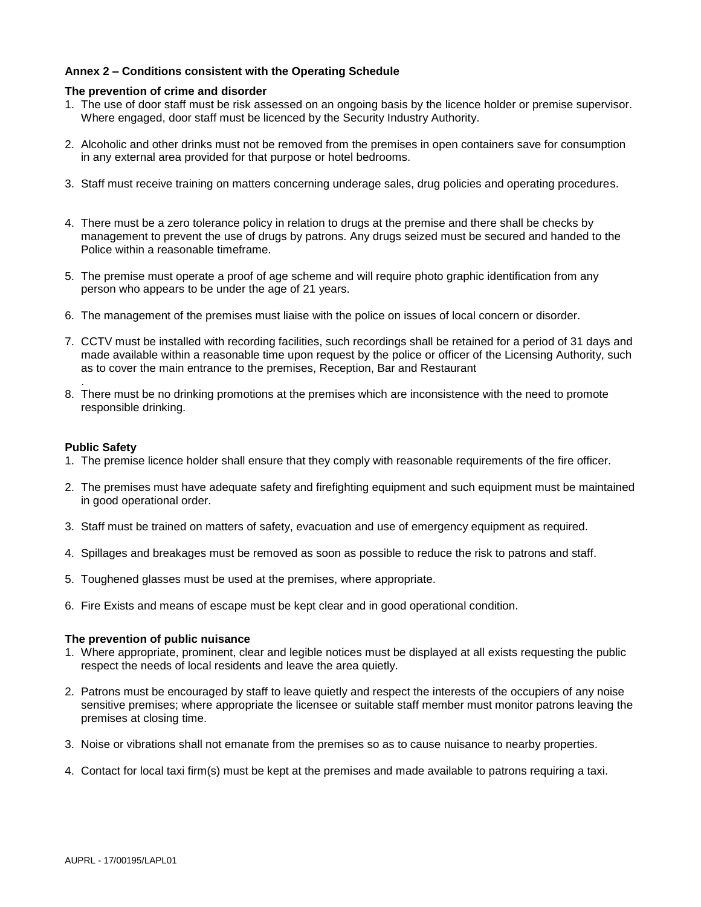**Annex 2 – Conditions consistent with the Operating Schedule**

**The prevention of crime and disorder**

1. The use of door staff must be risk assessed on an ongoing basis by the licence holder or premise supervisor. Where engaged, door staff must be licenced by the Security Industry Authority.

2. Alcoholic and other drinks must not be removed from the premises in open containers save for consumption in any external area provided for that purpose or hotel bedrooms.

3. Staff must receive training on matters concerning underage sales, drug policies and operating procedures.

4. There must be a zero tolerance policy in relation to drugs at the premise and there shall be checks by management to prevent the use of drugs by patrons. Any drugs seized must be secured and handed to the Police within a reasonable timeframe.

5. The premise must operate a proof of age scheme and will require photo graphic identification from any person who appears to be under the age of 21 years.

6. The management of the premises must liaise with the police on issues of local concern or disorder.

7. CCTV must be installed with recording facilities, such recordings shall be retained for a period of 31 days and made available within a reasonable time upon request by the police or officer of the Licensing Authority, such as to cover the main entrance to the premises, Reception, Bar and Restaurant
.

8. There must be no drinking promotions at the premises which are inconsistence with the need to promote responsible drinking.

**Public Safety**

1. The premise licence holder shall ensure that they comply with reasonable requirements of the fire officer.

2. The premises must have adequate safety and firefighting equipment and such equipment must be maintained in good operational order.

3. Staff must be trained on matters of safety, evacuation and use of emergency equipment as required.

4. Spillages and breakages must be removed as soon as possible to reduce the risk to patrons and staff.

5. Toughened glasses must be used at the premises, where appropriate.

6. Fire Exists and means of escape must be kept clear and in good operational condition.

**The prevention of public nuisance**

1. Where appropriate, prominent, clear and legible notices must be displayed at all exists requesting the public respect the needs of local residents and leave the area quietly.

2. Patrons must be encouraged by staff to leave quietly and respect the interests of the occupiers of any noise sensitive premises; where appropriate the licensee or suitable staff member must monitor patrons leaving the premises at closing time.

3. Noise or vibrations shall not emanate from the premises so as to cause nuisance to nearby properties.

4. Contact for local taxi firm(s) must be kept at the premises and made available to patrons requiring a taxi.

AUPRL - 17/00195/LAPL01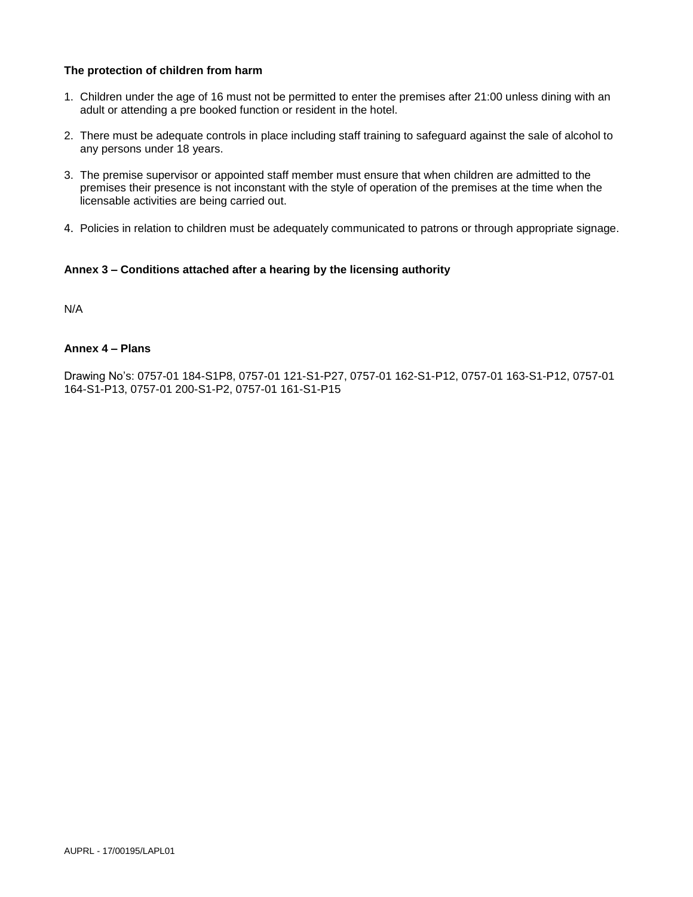**The protection of children from harm**

1. Children under the age of 16 must not be permitted to enter the premises after 21:00 unless dining with an adult or attending a pre booked function or resident in the hotel.

2. There must be adequate controls in place including staff training to safeguard against the sale of alcohol to any persons under 18 years.

3. The premise supervisor or appointed staff member must ensure that when children are admitted to the premises their presence is not inconstant with the style of operation of the premises at the time when the licensable activities are being carried out.

4. Policies in relation to children must be adequately communicated to patrons or through appropriate signage.

**Annex 3 – Conditions attached after a hearing by the licensing authority**

N/A

**Annex 4 – Plans**

Drawing No's: 0757-01 184-S1P8, 0757-01 121-S1-P27, 0757-01 162-S1-P12, 0757-01 163-S1-P12, 0757-01 164-S1-P13, 0757-01 200-S1-P2, 0757-01 161-S1-P15